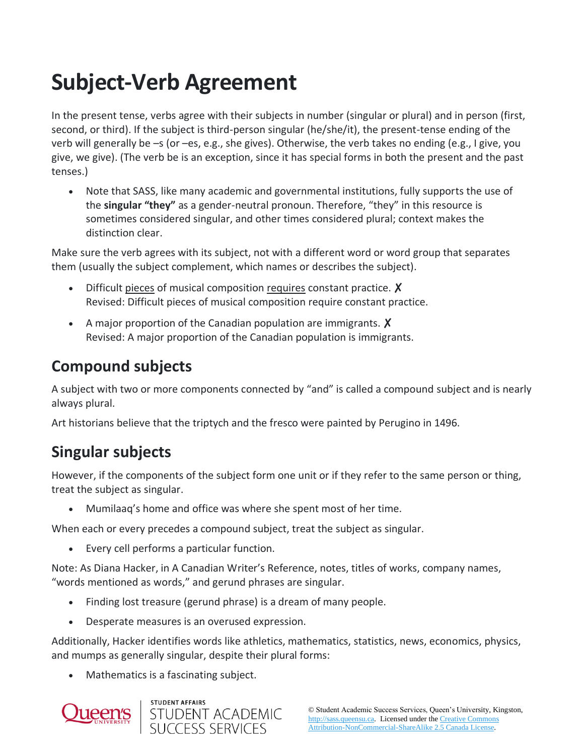# Subject-Verb Agreement

In the present tense, verbs agree with their subjects in number (singular or plural) and in person (first, second, or third). If the subject is third-person singular (he/she/it), the present-tense ending of the verb will generally be –s (or –es, e.g., she gives). Otherwise, the verb takes no ending (e.g., I give, you give, we give). (The verb be is an exception, since it has special forms in both the present and the past tenses.)

- Note that SASS, like many academic and governmental institutions, fully supports the use of the **singular "they"** as a gender-neutral pronoun. Therefore, "they" in this resource is sometimes considered singular, and other times considered plural; context makes the distinction clear.

Make sure the verb agrees with its subject, not with a different word or word group that separates them (usually the subject complement, which names or describes the subject).

- Difficult <u>pieces</u> of musical composition <u>requires</u> constant practice. ✗
  Revised: Difficult pieces of musical composition require constant practice.
- A major proportion of the Canadian population are immigrants. ✗
  Revised: A major proportion of the Canadian population is immigrants.

## Compound subjects

A subject with two or more components connected by "and" is called a compound subject and is nearly always plural.

Art historians believe that the triptych and the fresco were painted by Perugino in 1496.

## Singular subjects

However, if the components of the subject form one unit or if they refer to the same person or thing, treat the subject as singular.

- Mumilaaq's home and office was where she spent most of her time.

When each or every precedes a compound subject, treat the subject as singular.

- Every cell performs a particular function.

Note: As Diana Hacker, in A Canadian Writer's Reference, notes, titles of works, company names, "words mentioned as words," and gerund phrases are singular.

- Finding lost treasure (gerund phrase) is a dream of many people.
- Desperate measures is an overused expression.

Additionally, Hacker identifies words like athletics, mathematics, statistics, news, economics, physics, and mumps as generally singular, despite their plural forms:

- Mathematics is a fascinating subject.

© Student Academic Success Services, Queen's University, Kingston, http://sass.queensu.ca. Licensed under the Creative Commons Attribution-NonCommercial-ShareAlike 2.5 Canada License.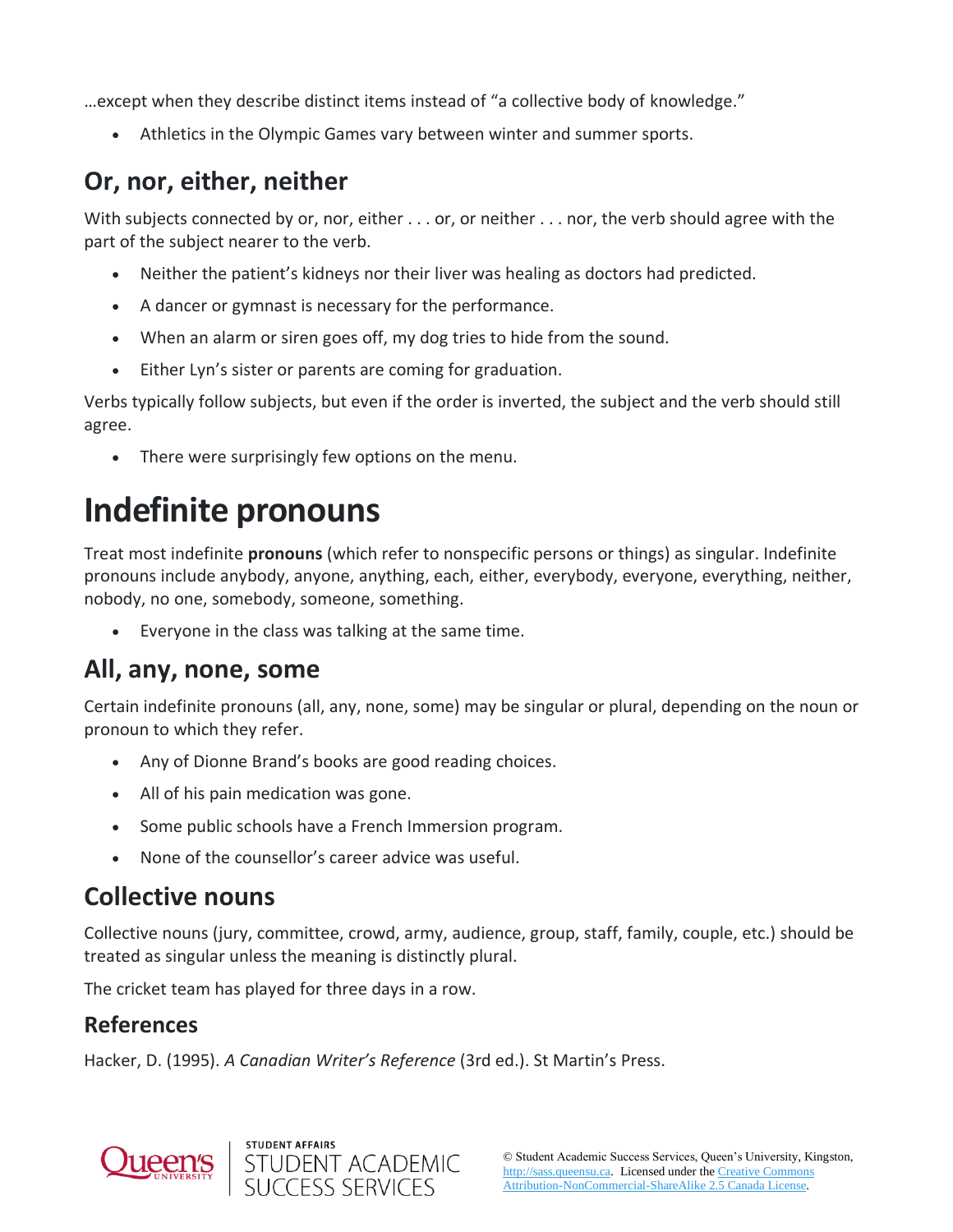…except when they describe distinct items instead of "a collective body of knowledge."

- Athletics in the Olympic Games vary between winter and summer sports.

## Or, nor, either, neither

With subjects connected by or, nor, either . . . or, or neither . . . nor, the verb should agree with the part of the subject nearer to the verb.

- Neither the patient's kidneys nor their liver was healing as doctors had predicted.
- A dancer or gymnast is necessary for the performance.
- When an alarm or siren goes off, my dog tries to hide from the sound.
- Either Lyn's sister or parents are coming for graduation.

Verbs typically follow subjects, but even if the order is inverted, the subject and the verb should still agree.

- There were surprisingly few options on the menu.

# Indefinite pronouns

Treat most indefinite **pronouns** (which refer to nonspecific persons or things) as singular. Indefinite pronouns include anybody, anyone, anything, each, either, everybody, everyone, everything, neither, nobody, no one, somebody, someone, something.

- Everyone in the class was talking at the same time.

## All, any, none, some

Certain indefinite pronouns (all, any, none, some) may be singular or plural, depending on the noun or pronoun to which they refer.

- Any of Dionne Brand's books are good reading choices.
- All of his pain medication was gone.
- Some public schools have a French Immersion program.
- None of the counsellor's career advice was useful.

## Collective nouns

Collective nouns (jury, committee, crowd, army, audience, group, staff, family, couple, etc.) should be treated as singular unless the meaning is distinctly plural.

The cricket team has played for three days in a row.

### References

Hacker, D. (1995). *A Canadian Writer's Reference* (3rd ed.). St Martin's Press.

© Student Academic Success Services, Queen's University, Kingston, http://sass.queensu.ca. Licensed under the Creative Commons Attribution-NonCommercial-ShareAlike 2.5 Canada License.